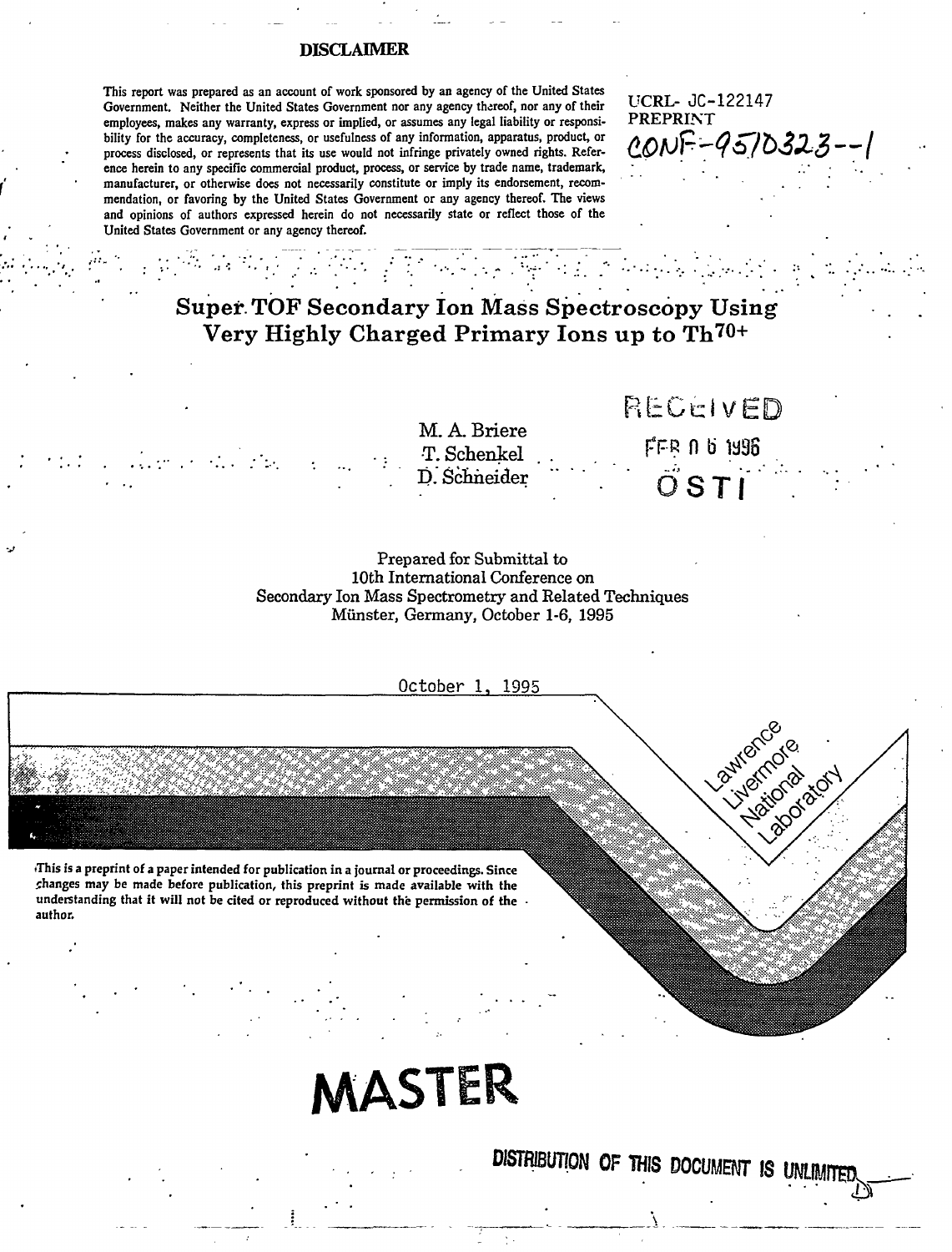**DISCLAIMER**

This report was prepared as an account of work sponsored by an agency of the United States Government. Neither the United States Government nor any agency thereof, nor any of their employees, makes any warranty, express or implied, or assumes any legal liability or responsibility for the accuracy, completeness, or usefulness of any information, apparatus, product, or process disclosed, or represents that its use would not infringe privately owned rights. Reference herein to any specific commercial product, process, or service by trade name, trademark, manufacturer, or otherwise does not necessarily constitute or imply its endorsement, recommendation, or favoring by the United States Government or any agency thereof. The views and opinions of authors expressed herein do not necessarily state or reflect those of the United States Government or any agency thereof.

UCRL- JC-122147
PREPRINT
CONF-9510323--1

# Super TOF Secondary Ion Mass Spectroscopy Using Very Highly Charged Primary Ions up to $Th^{70+}$

M. A. Briere
T. Schenkel
D. Schneider

RECEIVED
FEB 06 1996
OSTI

Prepared for Submittal to
10th International Conference on
Secondary Ion Mass Spectrometry and Related Techniques
Münster, Germany, October 1-6, 1995

October 1, 1995

Lawrence Livermore National Laboratory

This is a preprint of a paper intended for publication in a journal or proceedings. Since changes may be made before publication, this preprint is made available with the understanding that it will not be cited or reproduced without the permission of the author.

**MASTER**

**DISTRIBUTION OF THIS DOCUMENT IS UNLIMITED**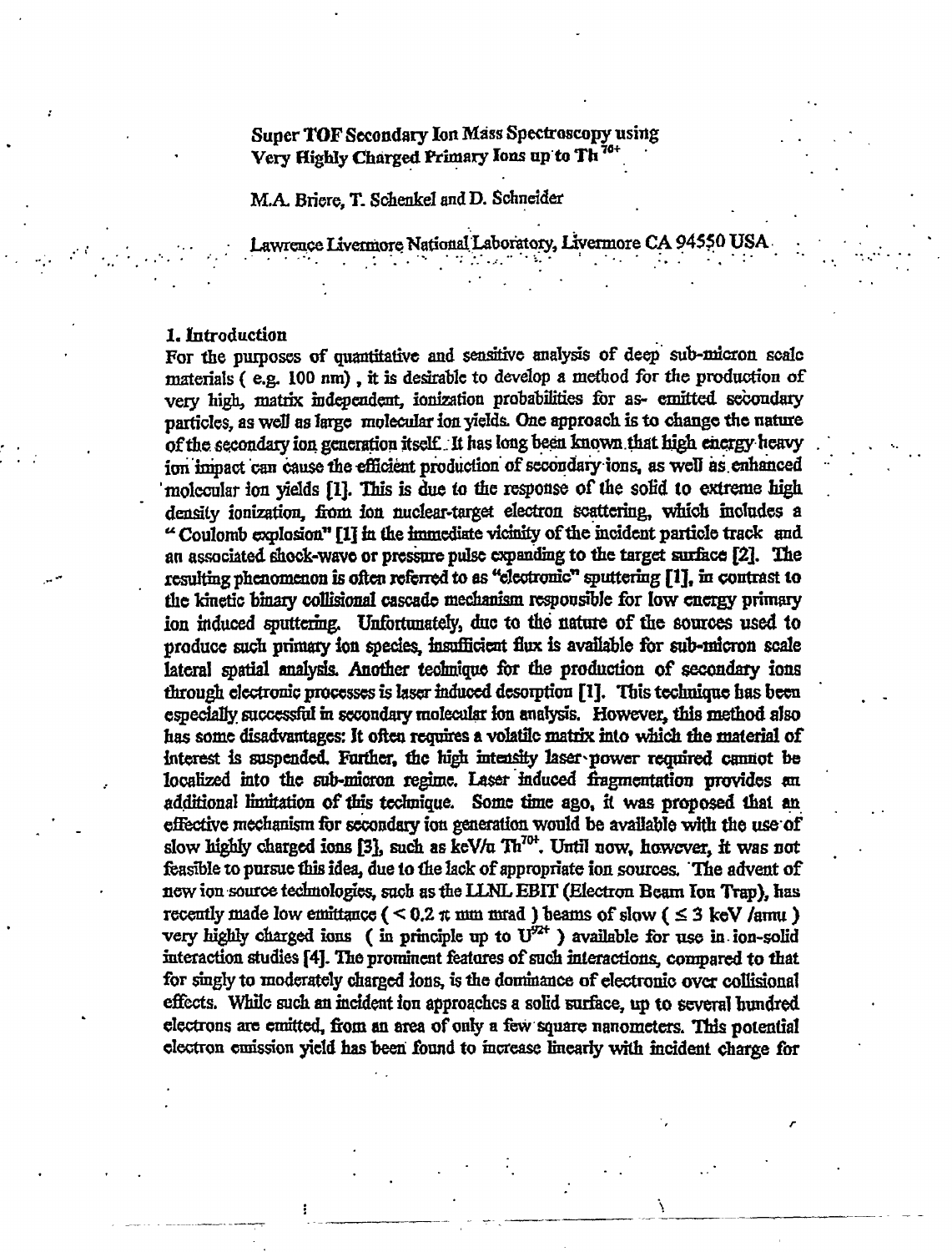# Super TOF Secondary Ion Mass Spectroscopy using Very Highly Charged Primary Ions up to $Th^{70+}$

M.A. Briere, T. Schenkel and D. Schneider

Lawrence Livermore National Laboratory, Livermore CA 94550 USA

## 1. Introduction

For the purposes of quantitative and sensitive analysis of deep sub-micron scale materials ( e.g. 100 nm) , it is desirable to develop a method for the production of very high, matrix independent, ionization probabilities for as- emitted secondary particles, as well as large molecular ion yields. One approach is to change the nature of the secondary ion generation itself. It has long been known that high energy heavy ion impact can cause the efficient production of secondary ions, as well as enhanced molecular ion yields [1]. This is due to the response of the solid to extreme high density ionization, from ion nuclear-target electron scattering, which includes a "Coulomb explosion" [1] in the immediate vicinity of the incident particle track and an associated shock-wave or pressure pulse expanding to the target surface [2]. The resulting phenomenon is often referred to as "electronic" sputtering [1], in contrast to the kinetic binary collisional cascade mechanism responsible for low energy primary ion induced sputtering. Unfortunately, due to the nature of the sources used to produce such primary ion species, insufficient flux is available for sub-micron scale lateral spatial analysis. Another technique for the production of secondary ions through electronic processes is laser induced desorption [1]. This technique has been especially successful in secondary molecular ion analysis. However, this method also has some disadvantages: It often requires a volatile matrix into which the material of interest is suspended. Further, the high intensity laser power required cannot be localized into the sub-micron regime. Laser induced fragmentation provides an additional limitation of this technique. Some time ago, it was proposed that an effective mechanism for secondary ion generation would be available with the use of slow highly charged ions [3], such as keV/u $Th^{70+}$. Until now, however, it was not feasible to pursue this idea, due to the lack of appropriate ion sources. The advent of new ion source technologies, such as the LLNL EBIT (Electron Beam Ion Trap), has recently made low emittance ( $< 0.2\,\pi$ mm mrad ) beams of slow ( $\leq 3$ keV /amu ) very highly charged ions ( in principle up to $U^{92+}$ ) available for use in ion-solid interaction studies [4]. The prominent features of such interactions, compared to that for singly to moderately charged ions, is the dominance of electronic over collisional effects. While such an incident ion approaches a solid surface, up to several hundred electrons are emitted, from an area of only a few square nanometers. This potential electron emission yield has been found to increase linearly with incident charge for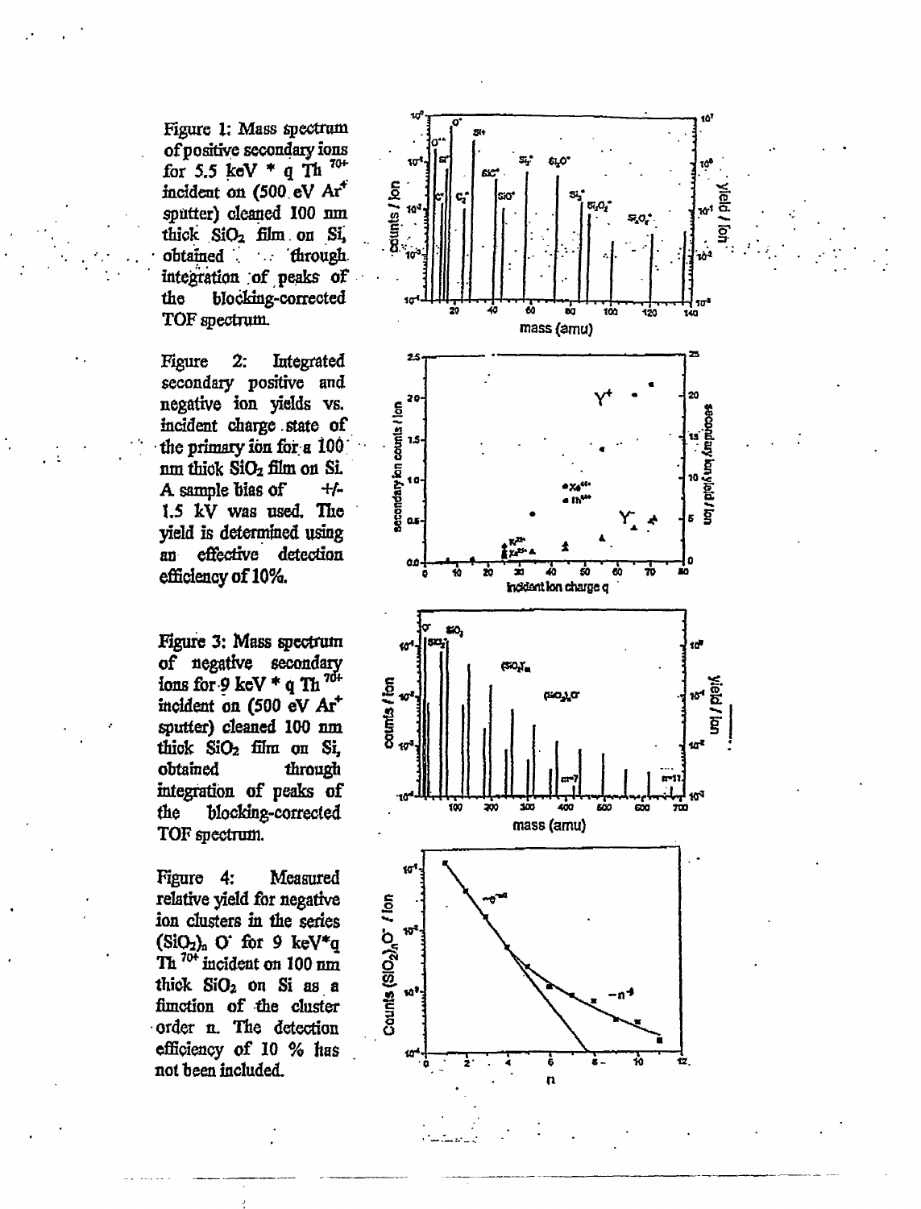Figure 1: Mass spectrum of positive secondary ions for 5.5 keV * q $Th^{70+}$ incident on (500 eV $Ar^{+}$ sputter) cleaned 100 nm thick $SiO_2$ film on Si, obtained through integration of peaks of the blocking-corrected TOF spectrum.

counts / ion
yield / ion
mass (amu)
$O^{++}$ $O^{+}$ $Si^{+}$ $Si^{+}$ $C^{+}$ $C_2^{+}$ $SiC^{+}$ $SiO^{+}$ $Si_2^{+}$ $Si_2O^{+}$ $Si_3^{+}$ $Si_2O_2^{+}$ $Si_2O_3^{+}$
20 40 60 80 100 120 140

Figure 2: Integrated secondary positive and negative ion yields vs. incident charge state of the primary ion for a 100 nm thick $SiO_2$ film on Si. A sample bias of +/- 1.5 kV was used. The yield is determined using an effective detection efficiency of 10%.

secondary ion counts / ion
secondary ion yield / ion
incident ion charge q
$Y^{+}$ $Y^{-}$ $Xe^{44+}$ $Th^{44+}$ $Kr^{25+}$ $Xe^{25+}$
0.0 0.5 1.0 1.5 2.0 2.5
0 5 10 15 20 25
0 10 20 30 40 50 60 70 80

Figure 3: Mass spectrum of negative secondary ions for 9 keV * q $Th^{70+}$ incident on (500 eV $Ar^{+}$ sputter) cleaned 100 nm thick $SiO_2$ film on Si, obtained through integration of peaks of the blocking-corrected TOF spectrum.

counts / ion
yield / ion
mass (amu)
$O^{-}$ $SiO_2$ $SiO_3$ $(SiO_2)Y_m$ $(SiO_2)_nO^{-}$ n=7 n=11
100 200 300 400 500 600 700

Figure 4: Measured relative yield for negative ion clusters in the series $(SiO_2)_n O^{-}$ for 9 keV*q $Th^{70+}$ incident on 100 nm thick $SiO_2$ on Si as a function of the cluster order n. The detection efficiency of 10 % has not been included.

Counts $(SiO_2)_nO^{-}$ / ion
n
$\sim e^{-n\alpha}$ $\sim n^{-\delta}$
0 2 4 6 8 10 12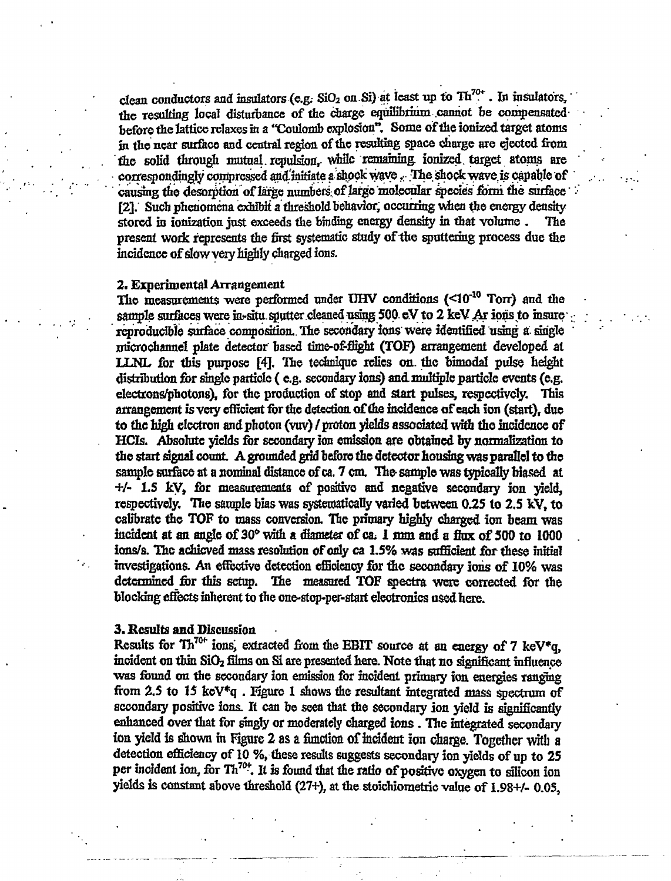clean conductors and insulators (e.g. $SiO_2$ on Si) at least up to $Th^{70+}$. In insulators, the resulting local disturbance of the charge equilibrium cannot be compensated before the lattice relaxes in a "Coulomb explosion". Some of the ionized target atoms in the near surface and central region of the resulting space charge are ejected from the solid through mutual repulsion, while remaining ionized target atoms are correspondingly compressed and initiate a shock wave. The shock wave is capable of causing the desorption of large numbers of large molecular species form the surface [2]. Such phenomena exhibit a threshold behavior, occurring when the energy density stored in ionization just exceeds the binding energy density in that volume. The present work represents the first systematic study of the sputtering process due the incidence of slow very highly charged ions.

## 2. Experimental Arrangement

The measurements were performed under UHV conditions ($<10^{-10}$ Torr) and the sample surfaces were in-situ sputter cleaned using 500 eV to 2 keV Ar ions to insure reproducible surface composition. The secondary ions were identified using a single microchannel plate detector based time-of-flight (TOF) arrangement developed at LLNL for this purpose [4]. The technique relies on the bimodal pulse height distribution for single particle ( e.g. secondary ions) and multiple particle events (e.g. electrons/photons), for the production of stop and start pulses, respectively. This arrangement is very efficient for the detection of the incidence of each ion (start), due to the high electron and photon (vuv) / proton yields associated with the incidence of HCIs. Absolute yields for secondary ion emission are obtained by normalization to the start signal count. A grounded grid before the detector housing was parallel to the sample surface at a nominal distance of ca. 7 cm. The sample was typically biased at +/- 1.5 kV, for measurements of positive and negative secondary ion yield, respectively. The sample bias was systematically varied between 0.25 to 2.5 kV, to calibrate the TOF to mass conversion. The primary highly charged ion beam was incident at an angle of 30° with a diameter of ca. 1 mm and a flux of 500 to 1000 ions/s. The achieved mass resolution of only ca 1.5% was sufficient for these initial investigations. An effective detection efficiency for the secondary ions of 10% was determined for this setup. The measured TOF spectra were corrected for the blocking effects inherent to the one-stop-per-start electronics used here.

## 3. Results and Discussion

Results for $Th^{70+}$ ions, extracted from the EBIT source at an energy of 7 keV*q, incident on thin $SiO_2$ films on Si are presented here. Note that no significant influence was found on the secondary ion emission for incident primary ion energies ranging from 2.5 to 15 keV*q . Figure 1 shows the resultant integrated mass spectrum of secondary positive ions. It can be seen that the secondary ion yield is significantly enhanced over that for singly or moderately charged ions . The integrated secondary ion yield is shown in Figure 2 as a function of incident ion charge. Together with a detection efficiency of 10 %, these results suggests secondary ion yields of up to 25 per incident ion, for $Th^{70+}$. It is found that the ratio of positive oxygen to silicon ion yields is constant above threshold (27+), at the stoichiometric value of 1.98+/- 0.05,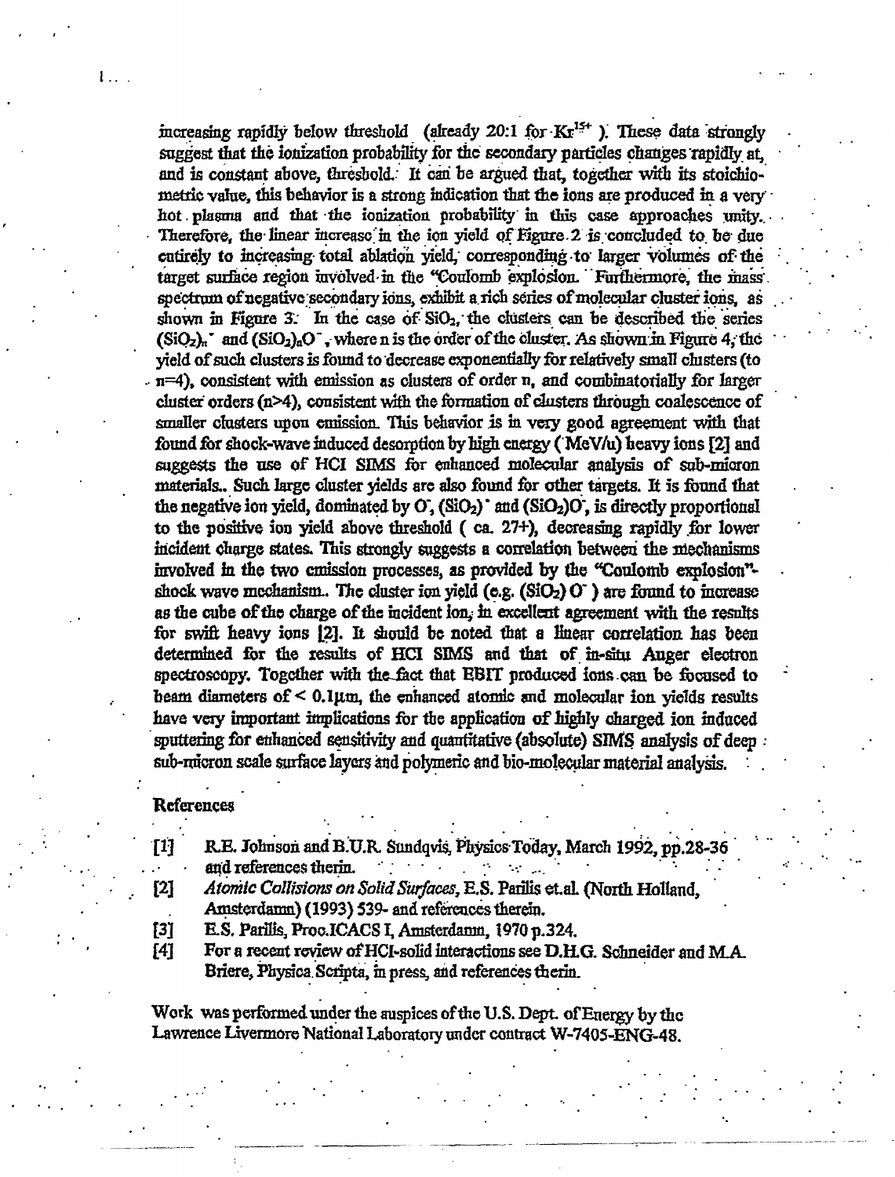increasing rapidly below threshold (already 20:1 for $Kr^{15+}$ ). These data strongly suggest that the ionization probability for the secondary particles changes rapidly at, and is constant above, threshold. It can be argued that, together with its stoichiometric value, this behavior is a strong indication that the ions are produced in a very hot plasma and that the ionization probability in this case approaches unity. Therefore, the linear increase in the ion yield of Figure 2 is concluded to be due entirely to increasing total ablation yield, corresponding to larger volumes of the target surface region involved in the "Coulomb explosion. Furthermore, the mass spectrum of negative secondary ions, exhibit a rich series of molecular cluster ions, as shown in Figure 3. In the case of $SiO_2$, the clusters can be described the series $(SiO_2)_n^-$ and $(SiO_2)_nO^-$, where n is the order of the cluster. As shown in Figure 4, the yield of such clusters is found to decrease exponentially for relatively small clusters (to n=4), consistent with emission as clusters of order n, and combinatorially for larger cluster orders (n>4), consistent with the formation of clusters through coalescence of smaller clusters upon emission. This behavior is in very good agreement with that found for shock-wave induced desorption by high energy ( MeV/u) heavy ions [2] and suggests the use of HCI SIMS for enhanced molecular analysis of sub-micron materials.. Such large cluster yields are also found for other targets. It is found that the negative ion yield, dominated by $O^-$, $(SiO_2)^-$ and $(SiO_2)O^-$, is directly proportional to the positive ion yield above threshold ( ca. 27+), decreasing rapidly for lower incident charge states. This strongly suggests a correlation between the mechanisms involved in the two emission processes, as provided by the "Coulomb explosion"-shock wave mechanism.. The cluster ion yield (e.g. $(SiO_2)O^-$ ) are found to increase as the cube of the charge of the incident ion, in excellent agreement with the results for swift heavy ions [2]. It should be noted that a linear correlation has been determined for the results of HCI SIMS and that of in-situ Auger electron spectroscopy. Together with the fact that EBIT produced ions can be focused to beam diameters of < 0.1μm, the enhanced atomic and molecular ion yields results have very important implications for the application of highly charged ion induced sputtering for enhanced sensitivity and quantitative (absolute) SIMS analysis of deep sub-micron scale surface layers and polymeric and bio-molecular material analysis.

## References

[1] R.E. Johnson and B.U.R. Sundqvis, Physics Today, March 1992, pp.28-36 and references therin.

[2] *Atomic Collisions on Solid Surfaces*, E.S. Parilis et.al. (North Holland, Amsterdamn) (1993) 539- and references therein.

[3] E.S. Parilis, Proc.ICACS I, Amsterdamn, 1970 p.324.

[4] For a recent review of HCI-solid interactions see D.H.G. Schneider and M.A. Briere, Physica Scripta, in press, and references therin.

Work was performed under the auspices of the U.S. Dept. of Energy by the Lawrence Livermore National Laboratory under contract W-7405-ENG-48.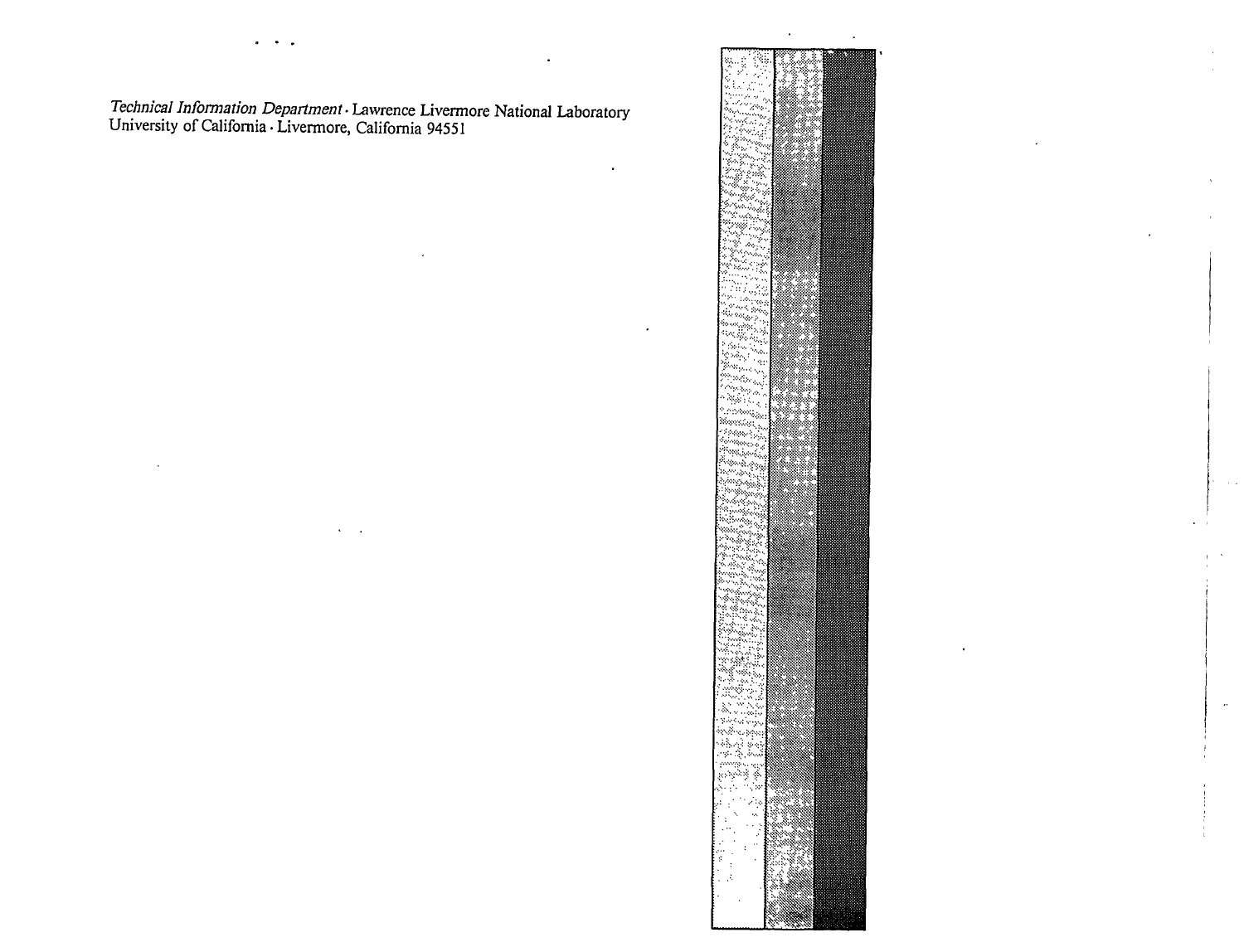*Technical Information Department* · Lawrence Livermore National Laboratory
University of California · Livermore, California 94551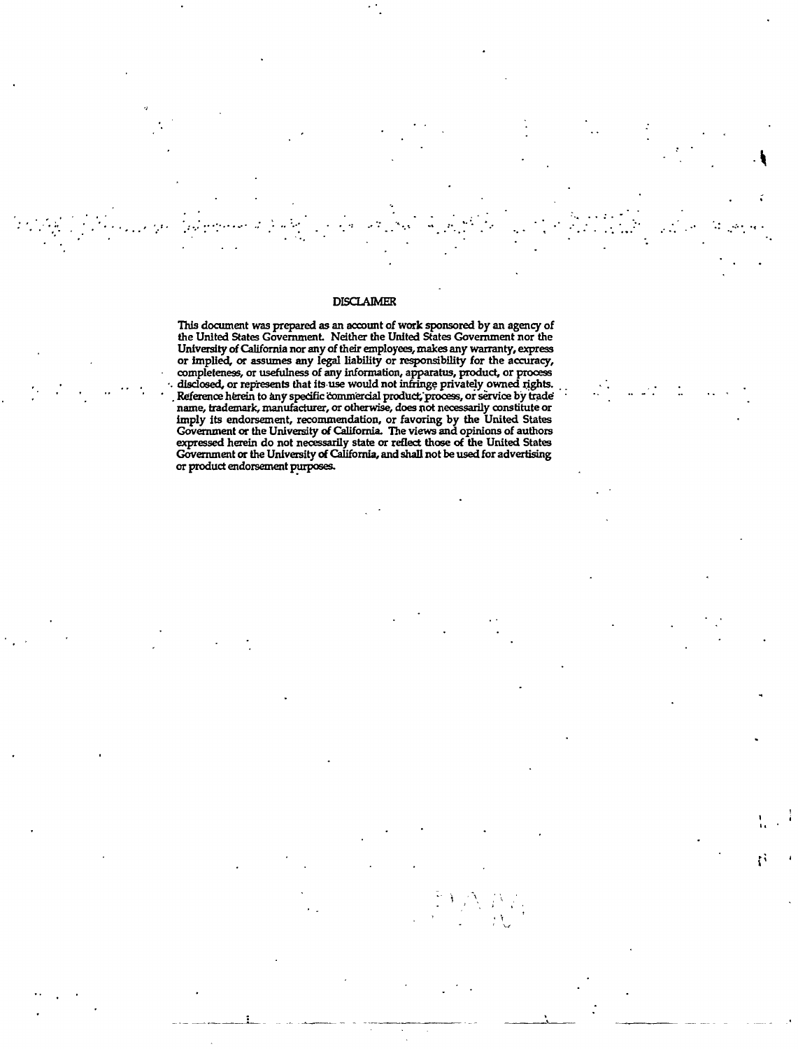## DISCLAIMER

This document was prepared as an account of work sponsored by an agency of the United States Government. Neither the United States Government nor the University of California nor any of their employees, makes any warranty, express or implied, or assumes any legal liability or responsibility for the accuracy, completeness, or usefulness of any information, apparatus, product, or process disclosed, or represents that its use would not infringe privately owned rights. Reference herein to any specific commercial product, process, or service by trade name, trademark, manufacturer, or otherwise, does not necessarily constitute or imply its endorsement, recommendation, or favoring by the United States Government or the University of California. The views and opinions of authors expressed herein do not necessarily state or reflect those of the United States Government or the University of California, and shall not be used for advertising or product endorsement purposes.